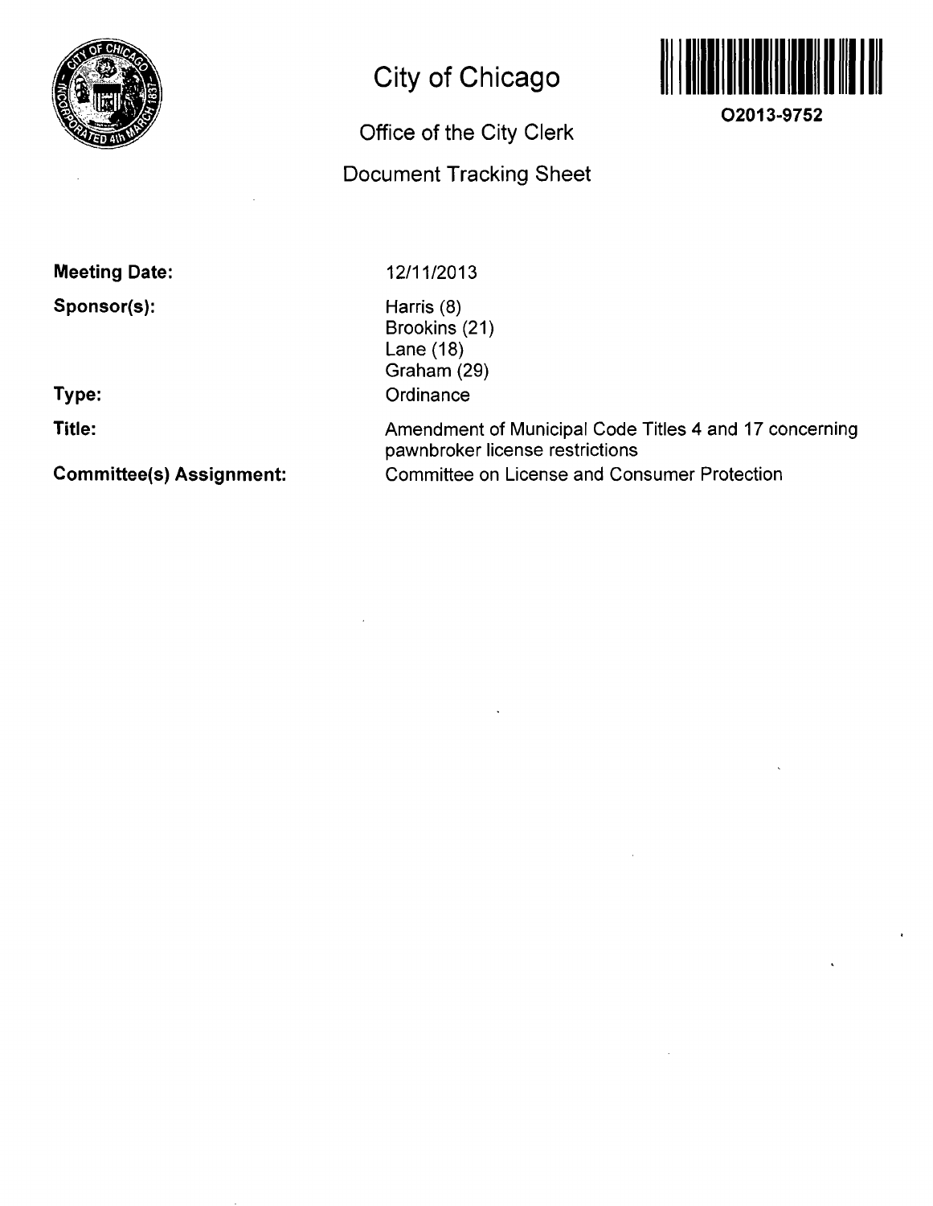# City of Chicago

## Office of the City Clerk

## Document Tracking Sheet

O2013-9752

**Meeting Date:** 12/11/2013

**Sponsor(s):** Harris (8)
Brookins (21)
Lane (18)
Graham (29)

**Type:** Ordinance

**Title:** Amendment of Municipal Code Titles 4 and 17 concerning pawnbroker license restrictions

**Committee(s) Assignment:** Committee on License and Consumer Protection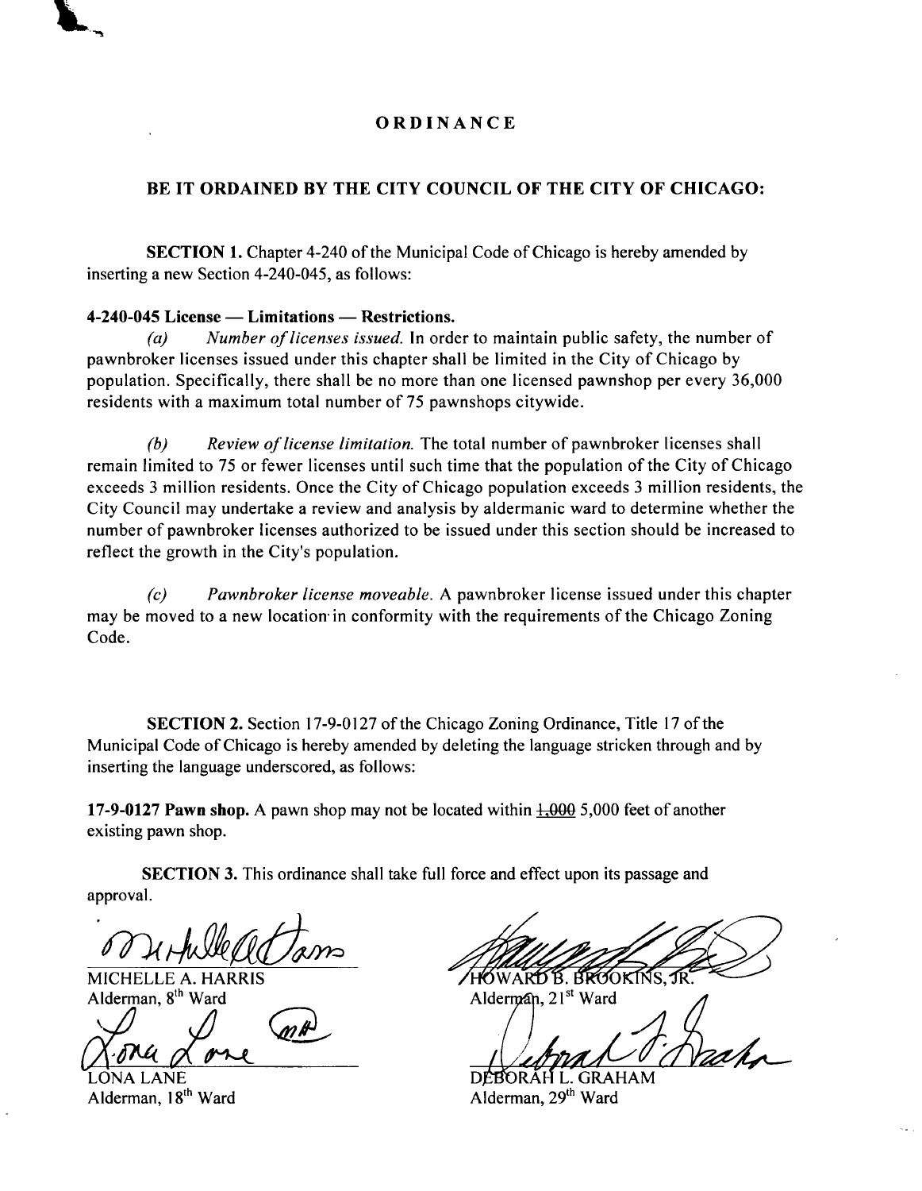# ORDINANCE

## BE IT ORDAINED BY THE CITY COUNCIL OF THE CITY OF CHICAGO:

**SECTION 1.** Chapter 4-240 of the Municipal Code of Chicago is hereby amended by inserting a new Section 4-240-045, as follows:

**4-240-045 License — Limitations — Restrictions.**

*(a)* *Number of licenses issued.* In order to maintain public safety, the number of pawnbroker licenses issued under this chapter shall be limited in the City of Chicago by population. Specifically, there shall be no more than one licensed pawnshop per every 36,000 residents with a maximum total number of 75 pawnshops citywide.

*(b)* *Review of license limitation.* The total number of pawnbroker licenses shall remain limited to 75 or fewer licenses until such time that the population of the City of Chicago exceeds 3 million residents. Once the City of Chicago population exceeds 3 million residents, the City Council may undertake a review and analysis by aldermanic ward to determine whether the number of pawnbroker licenses authorized to be issued under this section should be increased to reflect the growth in the City's population.

*(c)* *Pawnbroker license moveable.* A pawnbroker license issued under this chapter may be moved to a new location in conformity with the requirements of the Chicago Zoning Code.

**SECTION 2.** Section 17-9-0127 of the Chicago Zoning Ordinance, Title 17 of the Municipal Code of Chicago is hereby amended by deleting the language stricken through and by inserting the language underscored, as follows:

**17-9-0127 Pawn shop.** A pawn shop may not be located within ~~1,000~~ <u>5,000</u> feet of another existing pawn shop.

**SECTION 3.** This ordinance shall take full force and effect upon its passage and approval.

MICHELLE A. HARRIS
Alderman, 8[th] Ward

HOWARD B. BROOKINS, JR.
Alderman, 21[st] Ward

LONA LANE
Alderman, 18[th] Ward

DEBORAH L. GRAHAM
Alderman, 29[th] Ward